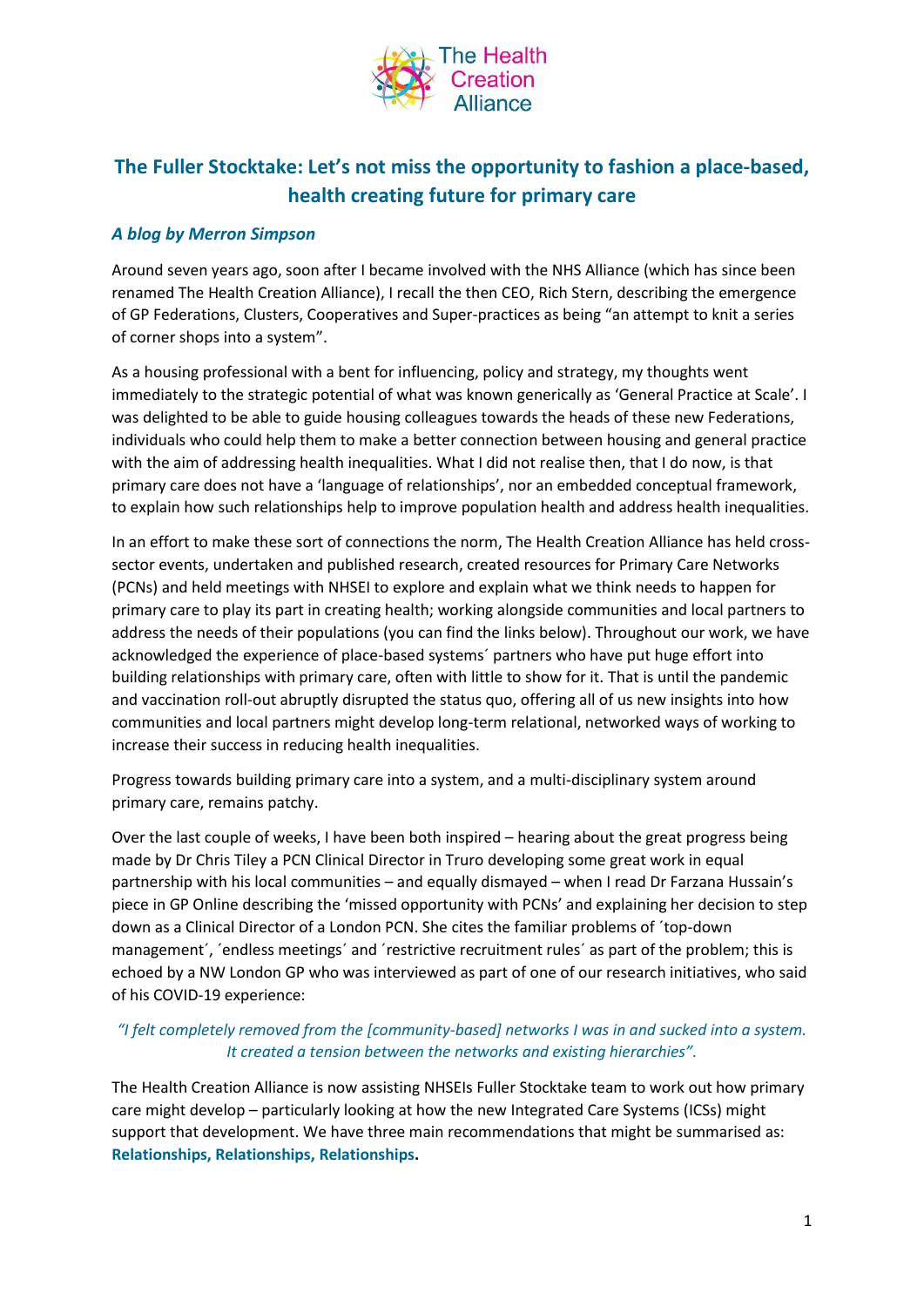# The Fuller Stocktake: Let's not miss the opportunity to fashion a place-based, health creating future for primary care

***A blog by Merron Simpson***

Around seven years ago, soon after I became involved with the NHS Alliance (which has since been renamed The Health Creation Alliance), I recall the then CEO, Rich Stern, describing the emergence of GP Federations, Clusters, Cooperatives and Super-practices as being "an attempt to knit a series of corner shops into a system".

As a housing professional with a bent for influencing, policy and strategy, my thoughts went immediately to the strategic potential of what was known generically as 'General Practice at Scale'. I was delighted to be able to guide housing colleagues towards the heads of these new Federations, individuals who could help them to make a better connection between housing and general practice with the aim of addressing health inequalities. What I did not realise then, that I do now, is that primary care does not have a 'language of relationships', nor an embedded conceptual framework, to explain how such relationships help to improve population health and address health inequalities.

In an effort to make these sort of connections the norm, The Health Creation Alliance has held cross-sector events, undertaken and published research, created resources for Primary Care Networks (PCNs) and held meetings with NHSEI to explore and explain what we think needs to happen for primary care to play its part in creating health; working alongside communities and local partners to address the needs of their populations (you can find the links below). Throughout our work, we have acknowledged the experience of place-based systems´ partners who have put huge effort into building relationships with primary care, often with little to show for it. That is until the pandemic and vaccination roll-out abruptly disrupted the status quo, offering all of us new insights into how communities and local partners might develop long-term relational, networked ways of working to increase their success in reducing health inequalities.

Progress towards building primary care into a system, and a multi-disciplinary system around primary care, remains patchy.

Over the last couple of weeks, I have been both inspired – hearing about the great progress being made by Dr Chris Tiley a PCN Clinical Director in Truro developing some great work in equal partnership with his local communities – and equally dismayed – when I read Dr Farzana Hussain's piece in GP Online describing the 'missed opportunity with PCNs' and explaining her decision to step down as a Clinical Director of a London PCN. She cites the familiar problems of ´top-down management´, ´endless meetings´ and ´restrictive recruitment rules´ as part of the problem; this is echoed by a NW London GP who was interviewed as part of one of our research initiatives, who said of his COVID-19 experience:

*"I felt completely removed from the [community-based] networks I was in and sucked into a system. It created a tension between the networks and existing hierarchies".*

The Health Creation Alliance is now assisting NHSEIs Fuller Stocktake team to work out how primary care might develop – particularly looking at how the new Integrated Care Systems (ICSs) might support that development. We have three main recommendations that might be summarised as: **Relationships, Relationships, Relationships.**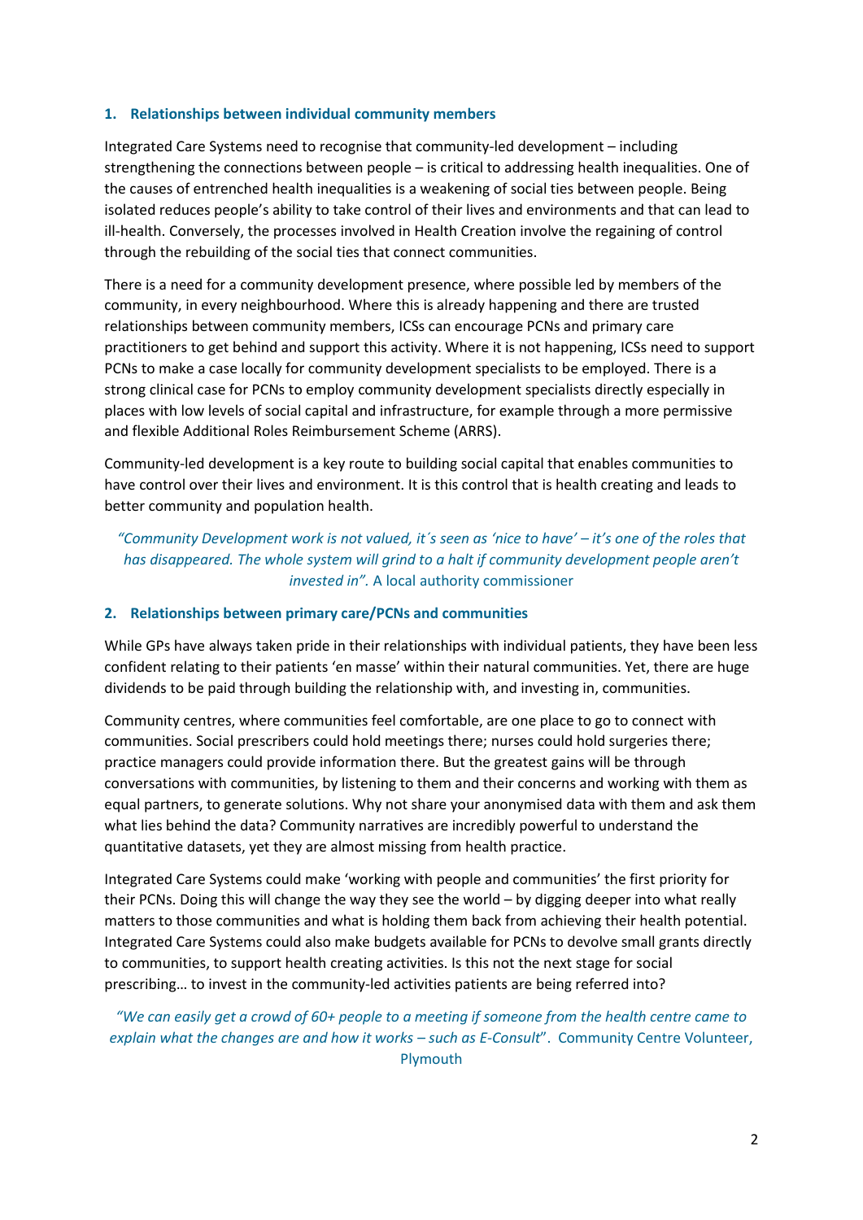## 1. Relationships between individual community members

Integrated Care Systems need to recognise that community-led development – including strengthening the connections between people – is critical to addressing health inequalities. One of the causes of entrenched health inequalities is a weakening of social ties between people. Being isolated reduces people's ability to take control of their lives and environments and that can lead to ill-health. Conversely, the processes involved in Health Creation involve the regaining of control through the rebuilding of the social ties that connect communities.

There is a need for a community development presence, where possible led by members of the community, in every neighbourhood. Where this is already happening and there are trusted relationships between community members, ICSs can encourage PCNs and primary care practitioners to get behind and support this activity. Where it is not happening, ICSs need to support PCNs to make a case locally for community development specialists to be employed. There is a strong clinical case for PCNs to employ community development specialists directly especially in places with low levels of social capital and infrastructure, for example through a more permissive and flexible Additional Roles Reimbursement Scheme (ARRS).

Community-led development is a key route to building social capital that enables communities to have control over their lives and environment. It is this control that is health creating and leads to better community and population health.

> *"Community Development work is not valued, it´s seen as 'nice to have' – it's one of the roles that has disappeared. The whole system will grind to a halt if community development people aren't invested in".* A local authority commissioner

## 2. Relationships between primary care/PCNs and communities

While GPs have always taken pride in their relationships with individual patients, they have been less confident relating to their patients 'en masse' within their natural communities. Yet, there are huge dividends to be paid through building the relationship with, and investing in, communities.

Community centres, where communities feel comfortable, are one place to go to connect with communities. Social prescribers could hold meetings there; nurses could hold surgeries there; practice managers could provide information there. But the greatest gains will be through conversations with communities, by listening to them and their concerns and working with them as equal partners, to generate solutions. Why not share your anonymised data with them and ask them what lies behind the data? Community narratives are incredibly powerful to understand the quantitative datasets, yet they are almost missing from health practice.

Integrated Care Systems could make 'working with people and communities' the first priority for their PCNs. Doing this will change the way they see the world – by digging deeper into what really matters to those communities and what is holding them back from achieving their health potential. Integrated Care Systems could also make budgets available for PCNs to devolve small grants directly to communities, to support health creating activities. Is this not the next stage for social prescribing… to invest in the community-led activities patients are being referred into?

> *"We can easily get a crowd of 60+ people to a meeting if someone from the health centre came to explain what the changes are and how it works – such as E-Consult".* Community Centre Volunteer, Plymouth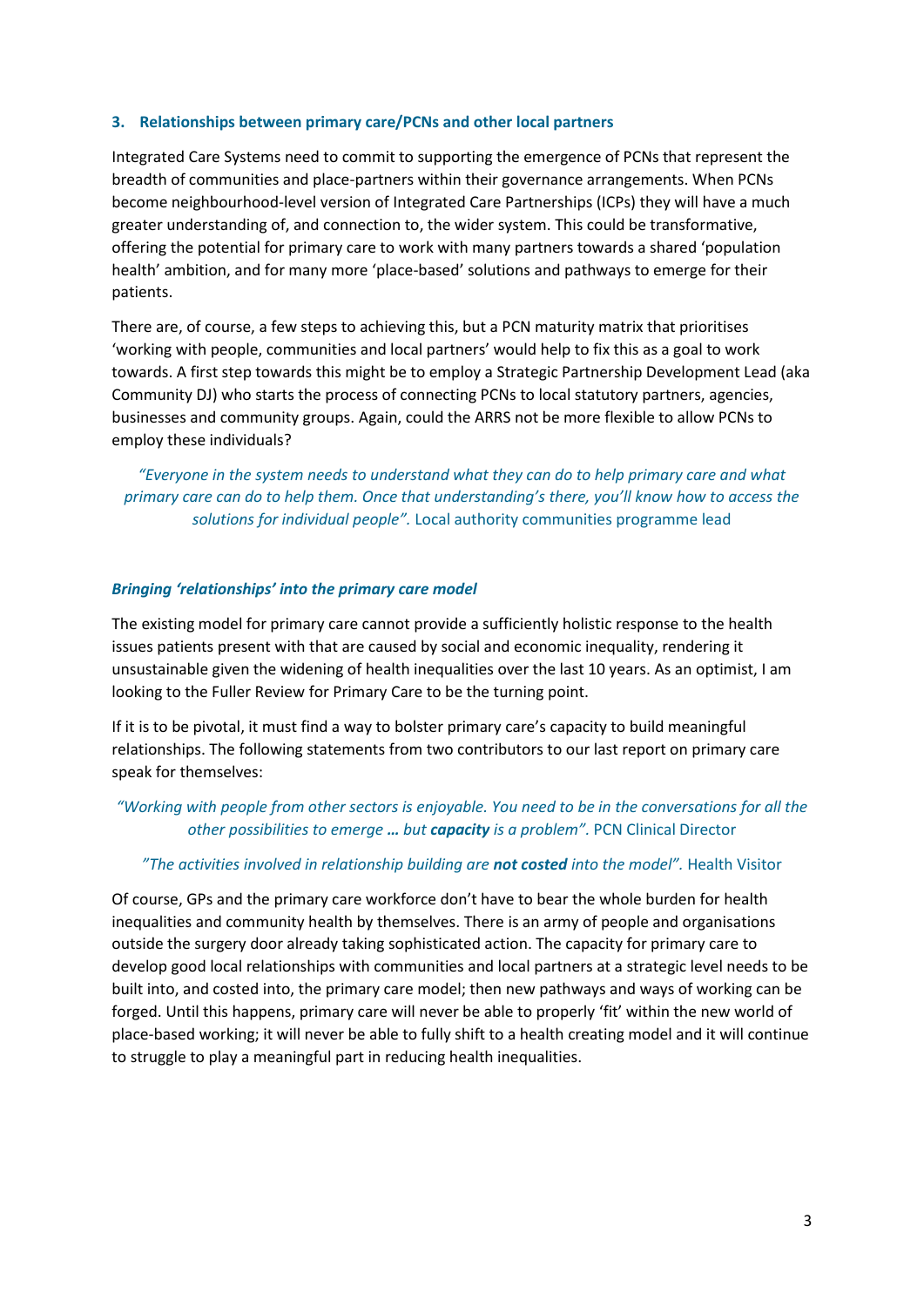## 3. Relationships between primary care/PCNs and other local partners

Integrated Care Systems need to commit to supporting the emergence of PCNs that represent the breadth of communities and place-partners within their governance arrangements. When PCNs become neighbourhood-level version of Integrated Care Partnerships (ICPs) they will have a much greater understanding of, and connection to, the wider system. This could be transformative, offering the potential for primary care to work with many partners towards a shared 'population health' ambition, and for many more 'place-based' solutions and pathways to emerge for their patients.

There are, of course, a few steps to achieving this, but a PCN maturity matrix that prioritises 'working with people, communities and local partners' would help to fix this as a goal to work towards. A first step towards this might be to employ a Strategic Partnership Development Lead (aka Community DJ) who starts the process of connecting PCNs to local statutory partners, agencies, businesses and community groups. Again, could the ARRS not be more flexible to allow PCNs to employ these individuals?

> *"Everyone in the system needs to understand what they can do to help primary care and what primary care can do to help them. Once that understanding's there, you'll know how to access the solutions for individual people".* Local authority communities programme lead

### *Bringing 'relationships' into the primary care model*

The existing model for primary care cannot provide a sufficiently holistic response to the health issues patients present with that are caused by social and economic inequality, rendering it unsustainable given the widening of health inequalities over the last 10 years. As an optimist, I am looking to the Fuller Review for Primary Care to be the turning point.

If it is to be pivotal, it must find a way to bolster primary care's capacity to build meaningful relationships. The following statements from two contributors to our last report on primary care speak for themselves:

> *"Working with people from other sectors is enjoyable. You need to be in the conversations for all the other possibilities to emerge **…** but **capacity** is a problem".* PCN Clinical Director

> *"The activities involved in relationship building are **not costed** into the model".* Health Visitor

Of course, GPs and the primary care workforce don't have to bear the whole burden for health inequalities and community health by themselves. There is an army of people and organisations outside the surgery door already taking sophisticated action. The capacity for primary care to develop good local relationships with communities and local partners at a strategic level needs to be built into, and costed into, the primary care model; then new pathways and ways of working can be forged. Until this happens, primary care will never be able to properly 'fit' within the new world of place-based working; it will never be able to fully shift to a health creating model and it will continue to struggle to play a meaningful part in reducing health inequalities.